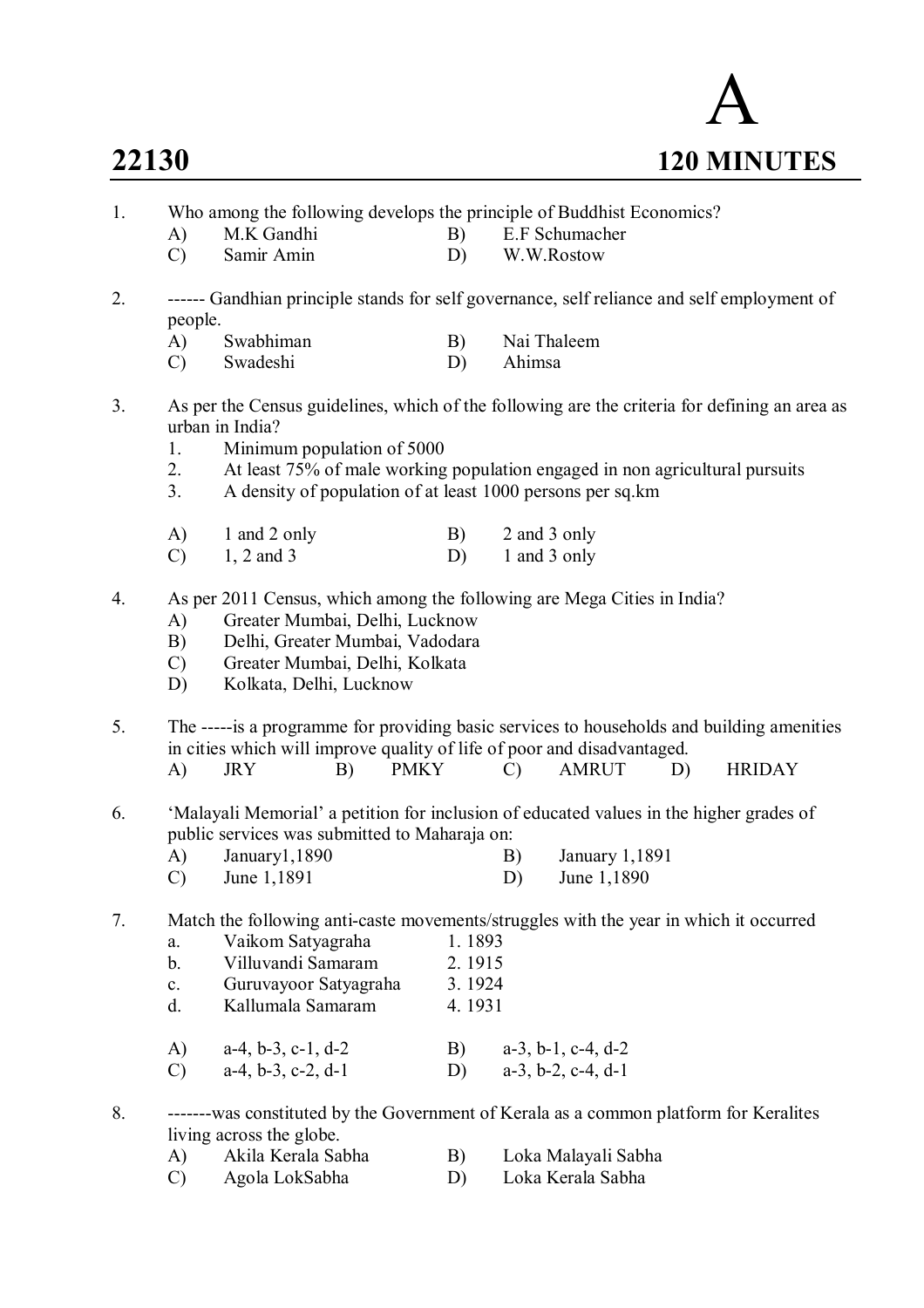# A

**22130** **120 MINUTES**

1. Who among the following develops the principle of Buddhist Economics?
   A) M.K Gandhi B) E.F Schumacher
   C) Samir Amin D) W.W.Rostow

2. ------ Gandhian principle stands for self governance, self reliance and self employment of people.
   A) Swabhiman B) Nai Thaleem
   C) Swadeshi D) Ahimsa

3. As per the Census guidelines, which of the following are the criteria for defining an area as urban in India?
   1. Minimum population of 5000
   2. At least 75% of male working population engaged in non agricultural pursuits
   3. A density of population of at least 1000 persons per sq.km

   A) 1 and 2 only B) 2 and 3 only
   C) 1, 2 and 3 D) 1 and 3 only

4. As per 2011 Census, which among the following are Mega Cities in India?
   A) Greater Mumbai, Delhi, Lucknow
   B) Delhi, Greater Mumbai, Vadodara
   C) Greater Mumbai, Delhi, Kolkata
   D) Kolkata, Delhi, Lucknow

5. The -----is a programme for providing basic services to households and building amenities in cities which will improve quality of life of poor and disadvantaged.
   A) JRY B) PMKY C) AMRUT D) HRIDAY

6. 'Malayali Memorial' a petition for inclusion of educated values in the higher grades of public services was submitted to Maharaja on:
   A) January1,1890 B) January 1,1891
   C) June 1,1891 D) June 1,1890

7. Match the following anti-caste movements/struggles with the year in which it occurred
   a. Vaikom Satyagraha 1. 1893
   b. Villuvandi Samaram 2. 1915
   c. Guruvayoor Satyagraha 3. 1924
   d. Kallumala Samaram 4. 1931

   A) a-4, b-3, c-1, d-2 B) a-3, b-1, c-4, d-2
   C) a-4, b-3, c-2, d-1 D) a-3, b-2, c-4, d-1

8. -------was constituted by the Government of Kerala as a common platform for Keralites living across the globe.
   A) Akila Kerala Sabha B) Loka Malayali Sabha
   C) Agola LokSabha D) Loka Kerala Sabha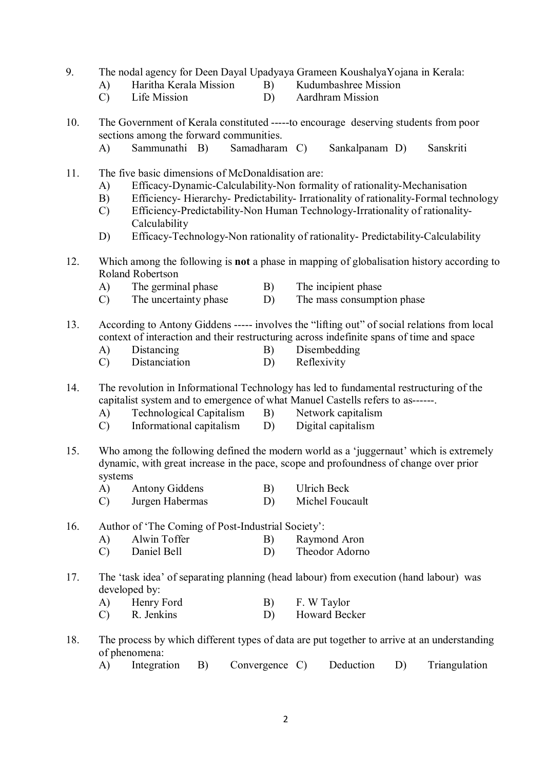9. The nodal agency for Deen Dayal Upadyaya Grameen KoushalyaYojana in Kerala:
   A) Haritha Kerala Mission B) Kudumbashree Mission
   C) Life Mission D) Aardhram Mission

10. The Government of Kerala constituted -----to encourage deserving students from poor sections among the forward communities.
    A) Sammunathi B) Samadharam C) Sankalpanam D) Sanskriti

11. The five basic dimensions of McDonaldisation are:
    A) Efficacy-Dynamic-Calculability-Non formality of rationality-Mechanisation
    B) Efficiency- Hierarchy- Predictability- Irrationality of rationality-Formal technology
    C) Efficiency-Predictability-Non Human Technology-Irrationality of rationality-Calculability
    D) Efficacy-Technology-Non rationality of rationality- Predictability-Calculability

12. Which among the following is **not** a phase in mapping of globalisation history according to Roland Robertson
    A) The germinal phase B) The incipient phase
    C) The uncertainty phase D) The mass consumption phase

13. According to Antony Giddens ----- involves the "lifting out" of social relations from local context of interaction and their restructuring across indefinite spans of time and space
    A) Distancing B) Disembedding
    C) Distanciation D) Reflexivity

14. The revolution in Informational Technology has led to fundamental restructuring of the capitalist system and to emergence of what Manuel Castells refers to as------.
    A) Technological Capitalism B) Network capitalism
    C) Informational capitalism D) Digital capitalism

15. Who among the following defined the modern world as a 'juggernaut' which is extremely dynamic, with great increase in the pace, scope and profoundness of change over prior systems
    A) Antony Giddens B) Ulrich Beck
    C) Jurgen Habermas D) Michel Foucault

16. Author of 'The Coming of Post-Industrial Society':
    A) Alwin Toffer B) Raymond Aron
    C) Daniel Bell D) Theodor Adorno

17. The 'task idea' of separating planning (head labour) from execution (hand labour) was developed by:
    A) Henry Ford B) F. W Taylor
    C) R. Jenkins D) Howard Becker

18. The process by which different types of data are put together to arrive at an understanding of phenomena:
    A) Integration B) Convergence C) Deduction D) Triangulation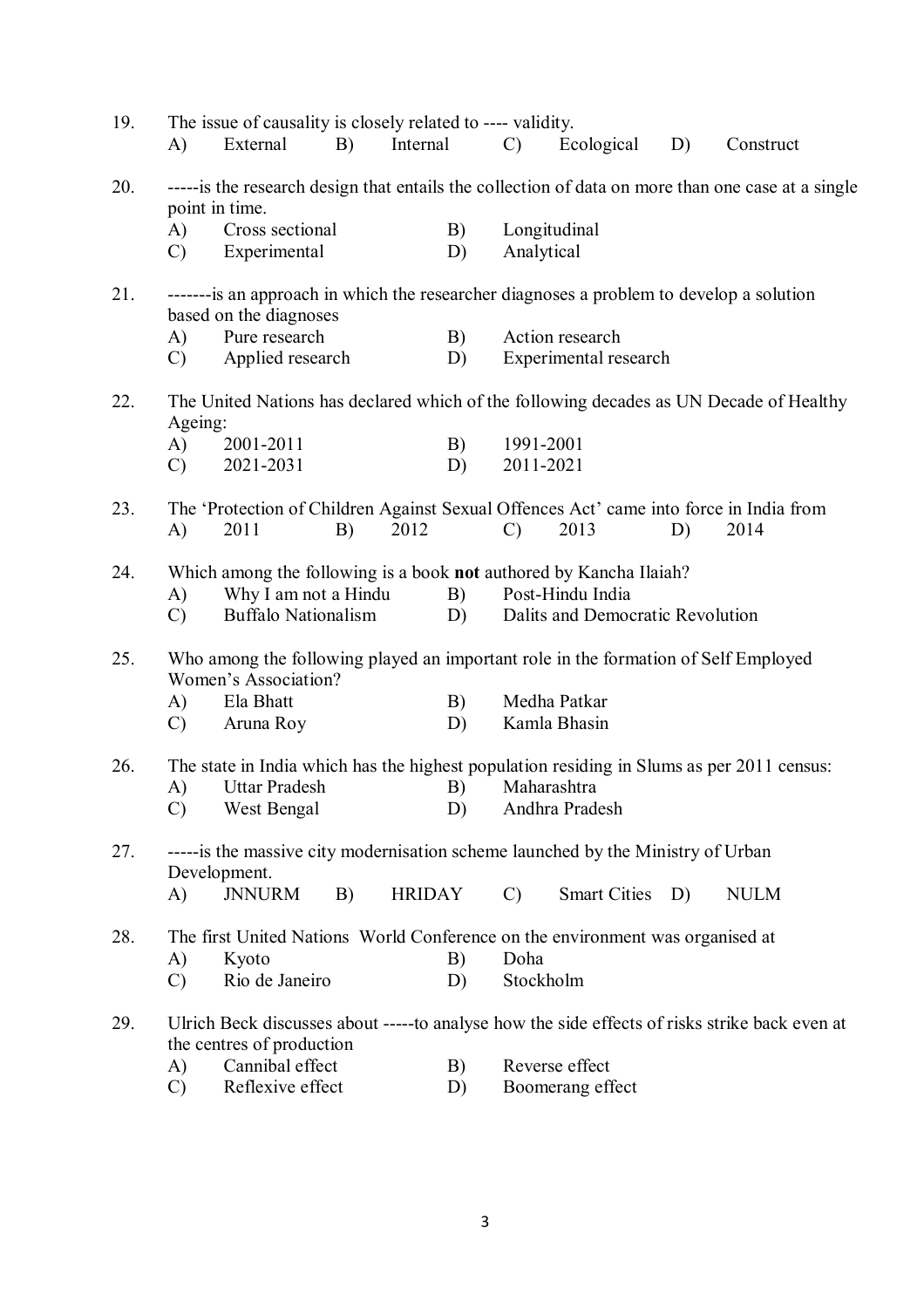19. The issue of causality is closely related to ---- validity.
    A) External B) Internal C) Ecological D) Construct

20. -----is the research design that entails the collection of data on more than one case at a single point in time.
    A) Cross sectional B) Longitudinal
    C) Experimental D) Analytical

21. -------is an approach in which the researcher diagnoses a problem to develop a solution based on the diagnoses
    A) Pure research B) Action research
    C) Applied research D) Experimental research

22. The United Nations has declared which of the following decades as UN Decade of Healthy Ageing:
    A) 2001-2011 B) 1991-2001
    C) 2021-2031 D) 2011-2021

23. The 'Protection of Children Against Sexual Offences Act' came into force in India from
    A) 2011 B) 2012 C) 2013 D) 2014

24. Which among the following is a book **not** authored by Kancha Ilaiah?
    A) Why I am not a Hindu B) Post-Hindu India
    C) Buffalo Nationalism D) Dalits and Democratic Revolution

25. Who among the following played an important role in the formation of Self Employed Women's Association?
    A) Ela Bhatt B) Medha Patkar
    C) Aruna Roy D) Kamla Bhasin

26. The state in India which has the highest population residing in Slums as per 2011 census:
    A) Uttar Pradesh B) Maharashtra
    C) West Bengal D) Andhra Pradesh

27. -----is the massive city modernisation scheme launched by the Ministry of Urban Development.
    A) JNNURM B) HRIDAY C) Smart Cities D) NULM

28. The first United Nations World Conference on the environment was organised at
    A) Kyoto B) Doha
    C) Rio de Janeiro D) Stockholm

29. Ulrich Beck discusses about -----to analyse how the side effects of risks strike back even at the centres of production
    A) Cannibal effect B) Reverse effect
    C) Reflexive effect D) Boomerang effect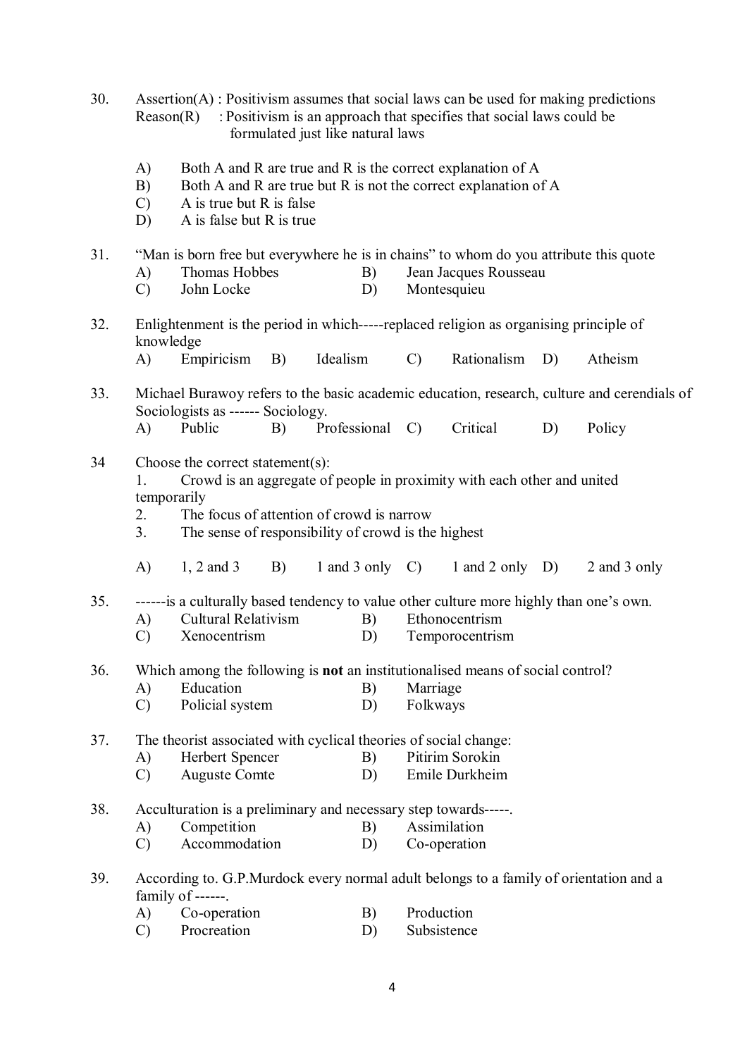30. Assertion(A) : Positivism assumes that social laws can be used for making predictions
    Reason(R) : Positivism is an approach that specifies that social laws could be formulated just like natural laws

    A) Both A and R are true and R is the correct explanation of A
    B) Both A and R are true but R is not the correct explanation of A
    C) A is true but R is false
    D) A is false but R is true

31. "Man is born free but everywhere he is in chains" to whom do you attribute this quote
    A) Thomas Hobbes
    B) Jean Jacques Rousseau
    C) John Locke
    D) Montesquieu

32. Enlightenment is the period in which-----replaced religion as organising principle of knowledge
    A) Empiricism
    B) Idealism
    C) Rationalism
    D) Atheism

33. Michael Burawoy refers to the basic academic education, research, culture and cerendials of Sociologists as ------ Sociology.
    A) Public
    B) Professional
    C) Critical
    D) Policy

34. Choose the correct statement(s):
    1. Crowd is an aggregate of people in proximity with each other and united temporarily
    2. The focus of attention of crowd is narrow
    3. The sense of responsibility of crowd is the highest

    A) 1, 2 and 3
    B) 1 and 3 only
    C) 1 and 2 only
    D) 2 and 3 only

35. ------is a culturally based tendency to value other culture more highly than one's own.
    A) Cultural Relativism
    B) Ethonocentrism
    C) Xenocentrism
    D) Temporocentrism

36. Which among the following is **not** an institutionalised means of social control?
    A) Education
    B) Marriage
    C) Policial system
    D) Folkways

37. The theorist associated with cyclical theories of social change:
    A) Herbert Spencer
    B) Pitirim Sorokin
    C) Auguste Comte
    D) Emile Durkheim

38. Acculturation is a preliminary and necessary step towards-----.
    A) Competition
    B) Assimilation
    C) Accommodation
    D) Co-operation

39. According to. G.P.Murdock every normal adult belongs to a family of orientation and a family of ------.
    A) Co-operation
    B) Production
    C) Procreation
    D) Subsistence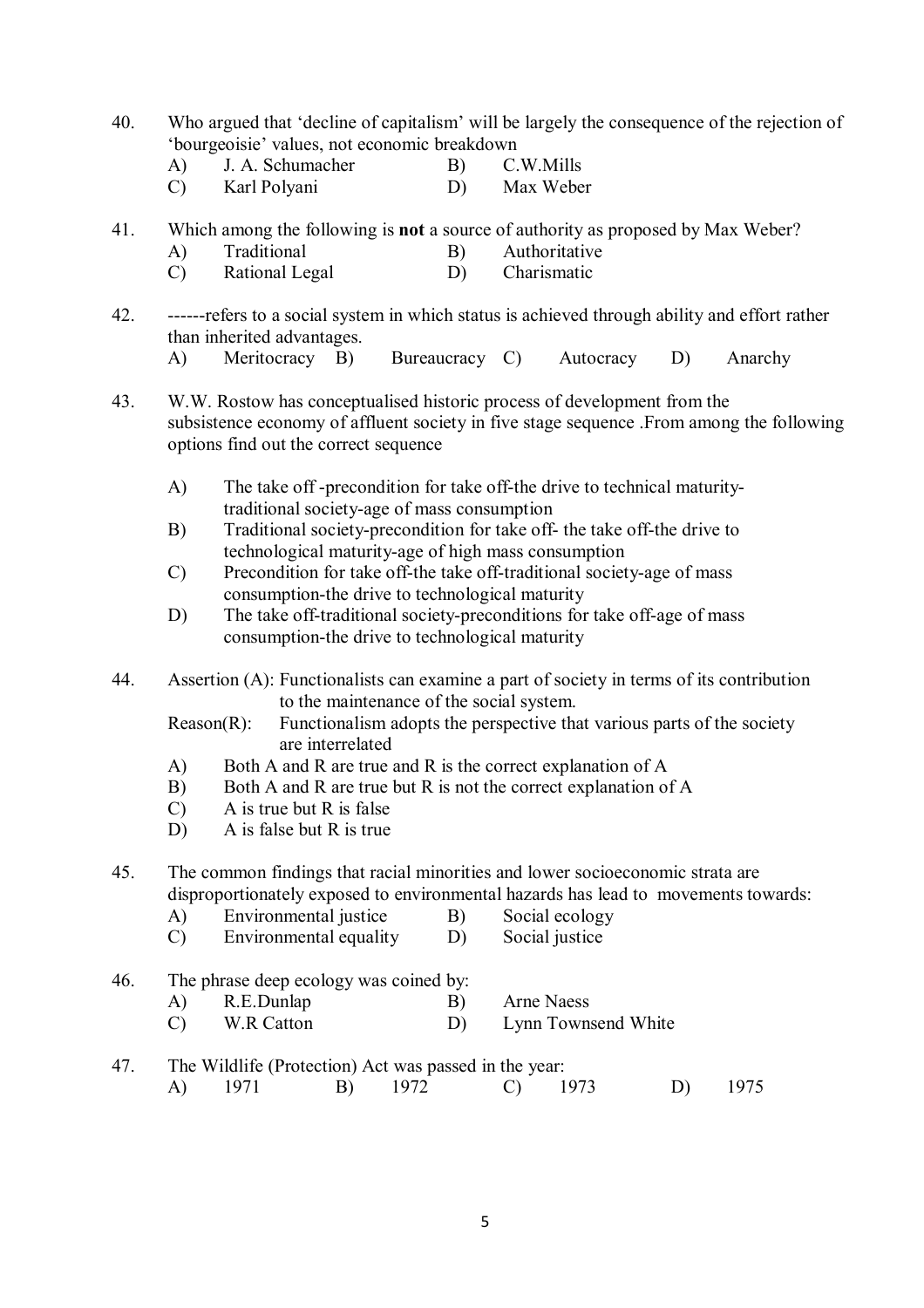40. Who argued that 'decline of capitalism' will be largely the consequence of the rejection of 'bourgeoisie' values, not economic breakdown
    A) J. A. Schumacher    B) C.W.Mills
    C) Karl Polyani    D) Max Weber

41. Which among the following is **not** a source of authority as proposed by Max Weber?
    A) Traditional    B) Authoritative
    C) Rational Legal    D) Charismatic

42. ------refers to a social system in which status is achieved through ability and effort rather than inherited advantages.
    A) Meritocracy    B) Bureaucracy    C) Autocracy    D) Anarchy

43. W.W. Rostow has conceptualised historic process of development from the subsistence economy of affluent society in five stage sequence .From among the following options find out the correct sequence

    A) The take off -precondition for take off-the drive to technical maturity-traditional society-age of mass consumption
    B) Traditional society-precondition for take off- the take off-the drive to technological maturity-age of high mass consumption
    C) Precondition for take off-the take off-traditional society-age of mass consumption-the drive to technological maturity
    D) The take off-traditional society-preconditions for take off-age of mass consumption-the drive to technological maturity

44. Assertion (A): Functionalists can examine a part of society in terms of its contribution to the maintenance of the social system.
    Reason(R): Functionalism adopts the perspective that various parts of the society are interrelated
    A) Both A and R are true and R is the correct explanation of A
    B) Both A and R are true but R is not the correct explanation of A
    C) A is true but R is false
    D) A is false but R is true

45. The common findings that racial minorities and lower socioeconomic strata are disproportionately exposed to environmental hazards has lead to movements towards:
    A) Environmental justice    B) Social ecology
    C) Environmental equality    D) Social justice

46. The phrase deep ecology was coined by:
    A) R.E.Dunlap    B) Arne Naess
    C) W.R Catton    D) Lynn Townsend White

47. The Wildlife (Protection) Act was passed in the year:
    A) 1971    B) 1972    C) 1973    D) 1975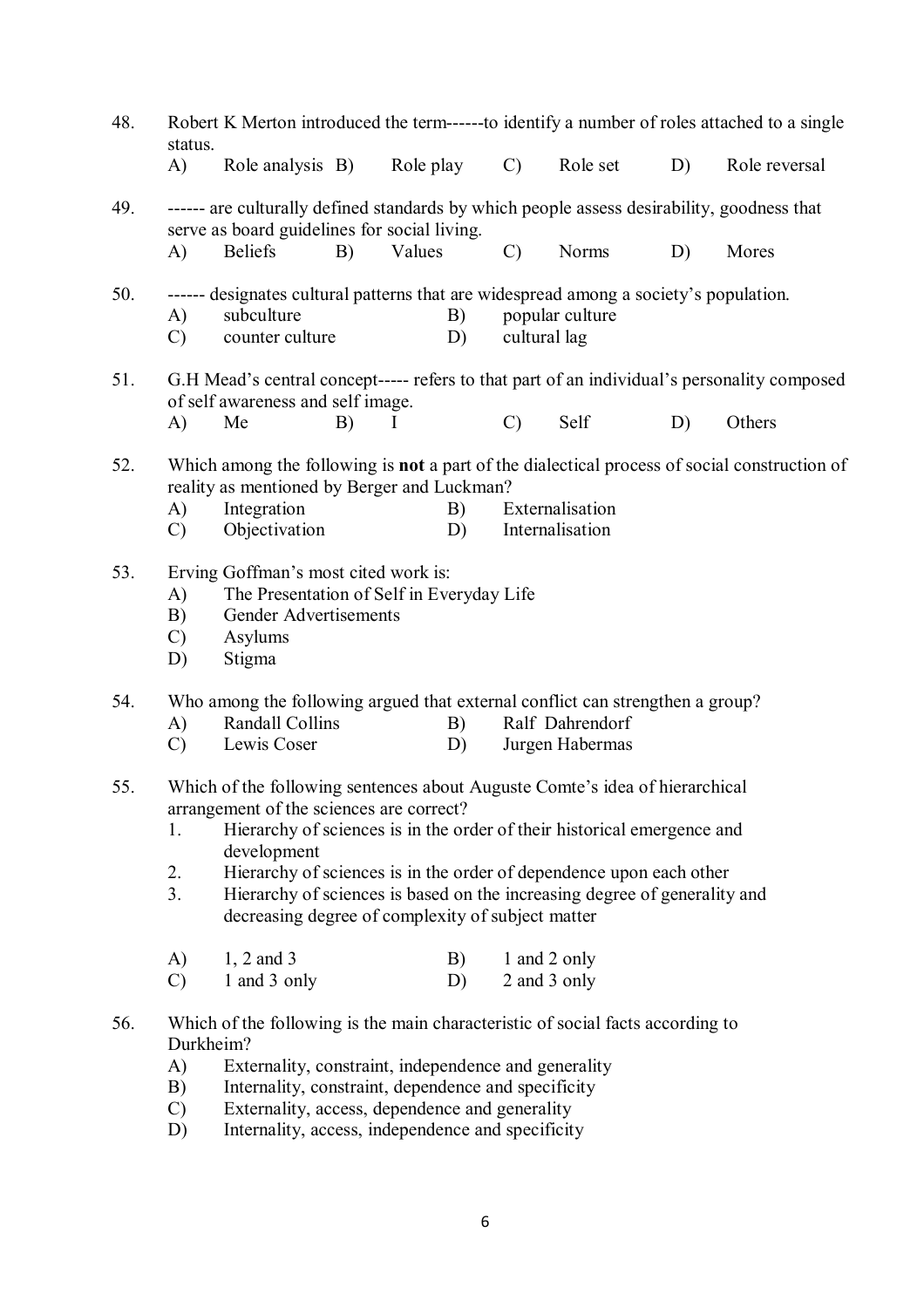48. Robert K Merton introduced the term------to identify a number of roles attached to a single status.

    A) Role analysis B) Role play C) Role set D) Role reversal

49. ------ are culturally defined standards by which people assess desirability, goodness that serve as board guidelines for social living.

    A) Beliefs B) Values C) Norms D) Mores

50. ------ designates cultural patterns that are widespread among a society's population.

    A) subculture B) popular culture
    C) counter culture D) cultural lag

51. G.H Mead's central concept----- refers to that part of an individual's personality composed of self awareness and self image.

    A) Me B) I C) Self D) Others

52. Which among the following is **not** a part of the dialectical process of social construction of reality as mentioned by Berger and Luckman?

    A) Integration B) Externalisation
    C) Objectivation D) Internalisation

53. Erving Goffman's most cited work is:

    A) The Presentation of Self in Everyday Life
    B) Gender Advertisements
    C) Asylums
    D) Stigma

54. Who among the following argued that external conflict can strengthen a group?

    A) Randall Collins B) Ralf Dahrendorf
    C) Lewis Coser D) Jurgen Habermas

55. Which of the following sentences about Auguste Comte's idea of hierarchical arrangement of the sciences are correct?

    1. Hierarchy of sciences is in the order of their historical emergence and development
    2. Hierarchy of sciences is in the order of dependence upon each other
    3. Hierarchy of sciences is based on the increasing degree of generality and decreasing degree of complexity of subject matter

    A) 1, 2 and 3 B) 1 and 2 only
    C) 1 and 3 only D) 2 and 3 only

56. Which of the following is the main characteristic of social facts according to Durkheim?

    A) Externality, constraint, independence and generality
    B) Internality, constraint, dependence and specificity
    C) Externality, access, dependence and generality
    D) Internality, access, independence and specificity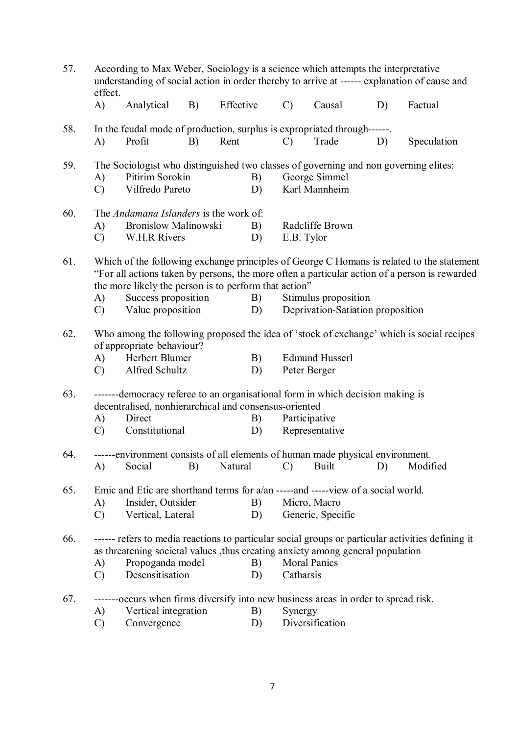57. According to Max Weber, Sociology is a science which attempts the interpretative understanding of social action in order thereby to arrive at ------ explanation of cause and effect.
    - A) Analytical
    - B) Effective
    - C) Causal
    - D) Factual

58. In the feudal mode of production, surplus is expropriated through------.
    - A) Profit
    - B) Rent
    - C) Trade
    - D) Speculation

59. The Sociologist who distinguished two classes of governing and non governing elites:
    - A) Pitirim Sorokin
    - B) George Simmel
    - C) Vilfredo Pareto
    - D) Karl Mannheim

60. The *Andamana Islanders* is the work of:
    - A) Bronislow Malinowski
    - B) Radcliffe Brown
    - C) W.H.R Rivers
    - D) E.B. Tylor

61. Which of the following exchange principles of George C Homans is related to the statement "For all actions taken by persons, the more often a particular action of a person is rewarded the more likely the person is to perform that action"
    - A) Success proposition
    - B) Stimulus proposition
    - C) Value proposition
    - D) Deprivation-Satiation proposition

62. Who among the following proposed the idea of 'stock of exchange' which is social recipes of appropriate behaviour?
    - A) Herbert Blumer
    - B) Edmund Husserl
    - C) Alfred Schultz
    - D) Peter Berger

63. -------democracy referee to an organisational form in which decision making is decentralised, nonhierarchical and consensus-oriented
    - A) Direct
    - B) Participative
    - C) Constitutional
    - D) Representative

64. ------environment consists of all elements of human made physical environment.
    - A) Social
    - B) Natural
    - C) Built
    - D) Modified

65. Emic and Etic are shorthand terms for a/an -----and -----view of a social world.
    - A) Insider, Outsider
    - B) Micro, Macro
    - C) Vertical, Lateral
    - D) Generic, Specific

66. ------ refers to media reactions to particular social groups or particular activities defining it as threatening societal values ,thus creating anxiety among general population
    - A) Propoganda model
    - B) Moral Panics
    - C) Desensitisation
    - D) Catharsis

67. -------occurs when firms diversify into new business areas in order to spread risk.
    - A) Vertical integration
    - B) Synergy
    - C) Convergence
    - D) Diversification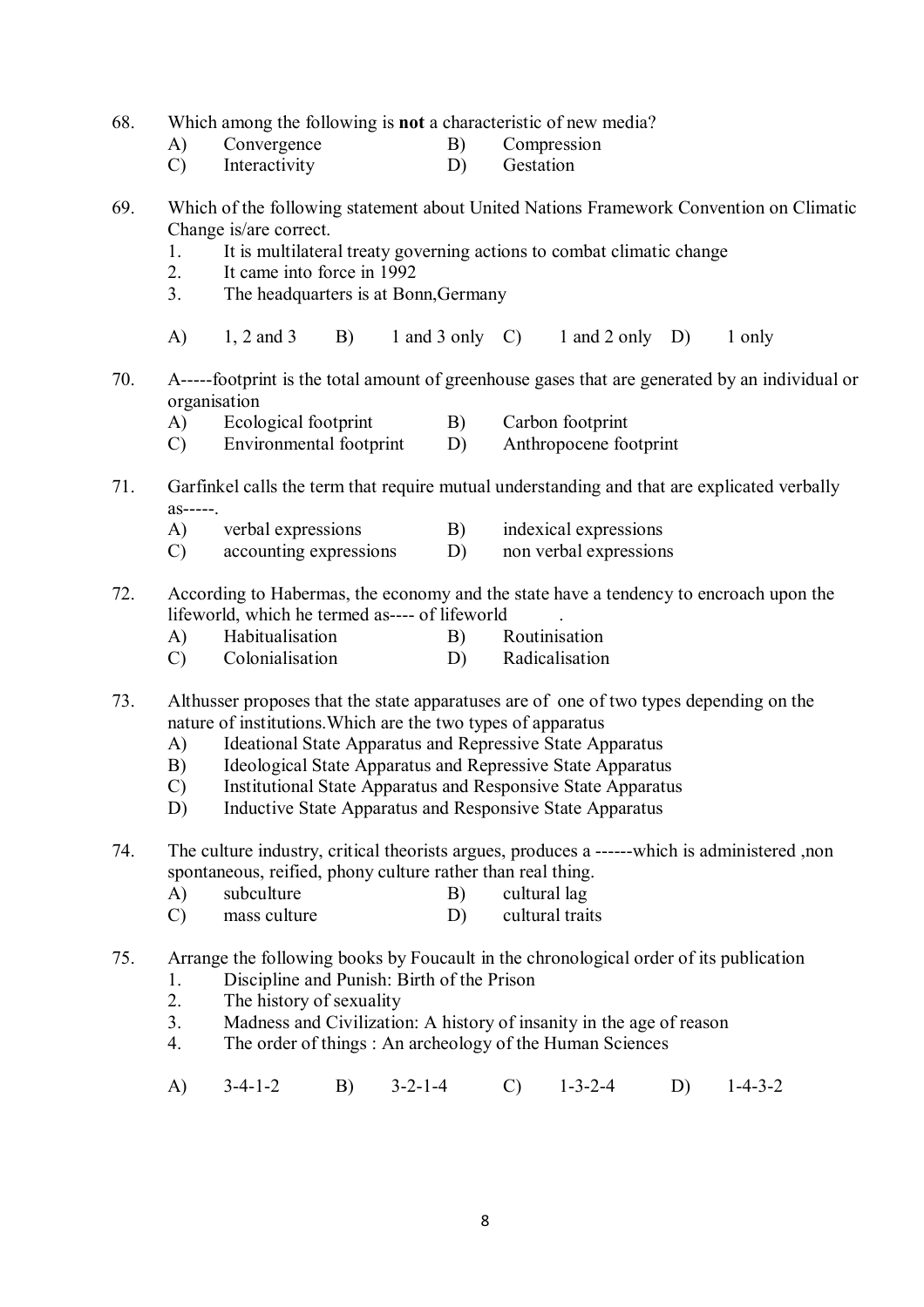68. Which among the following is **not** a characteristic of new media?

A) Convergence  B) Compression
C) Interactivity  D) Gestation

69. Which of the following statement about United Nations Framework Convention on Climatic Change is/are correct.

1. It is multilateral treaty governing actions to combat climatic change
2. It came into force in 1992
3. The headquarters is at Bonn,Germany

A) 1, 2 and 3  B) 1 and 3 only  C) 1 and 2 only  D) 1 only

70. A-----footprint is the total amount of greenhouse gases that are generated by an individual or organisation

A) Ecological footprint  B) Carbon footprint
C) Environmental footprint  D) Anthropocene footprint

71. Garfinkel calls the term that require mutual understanding and that are explicated verbally as-----.

A) verbal expressions  B) indexical expressions
C) accounting expressions  D) non verbal expressions

72. According to Habermas, the economy and the state have a tendency to encroach upon the lifeworld, which he termed as---- of lifeworld .

A) Habitualisation  B) Routinisation
C) Colonialisation  D) Radicalisation

73. Althusser proposes that the state apparatuses are of one of two types depending on the nature of institutions.Which are the two types of apparatus

A) Ideational State Apparatus and Repressive State Apparatus
B) Ideological State Apparatus and Repressive State Apparatus
C) Institutional State Apparatus and Responsive State Apparatus
D) Inductive State Apparatus and Responsive State Apparatus

74. The culture industry, critical theorists argues, produces a ------which is administered ,non spontaneous, reified, phony culture rather than real thing.

A) subculture  B) cultural lag
C) mass culture  D) cultural traits

75. Arrange the following books by Foucault in the chronological order of its publication

1. Discipline and Punish: Birth of the Prison
2. The history of sexuality
3. Madness and Civilization: A history of insanity in the age of reason
4. The order of things : An archeology of the Human Sciences

A) 3-4-1-2  B) 3-2-1-4  C) 1-3-2-4  D) 1-4-3-2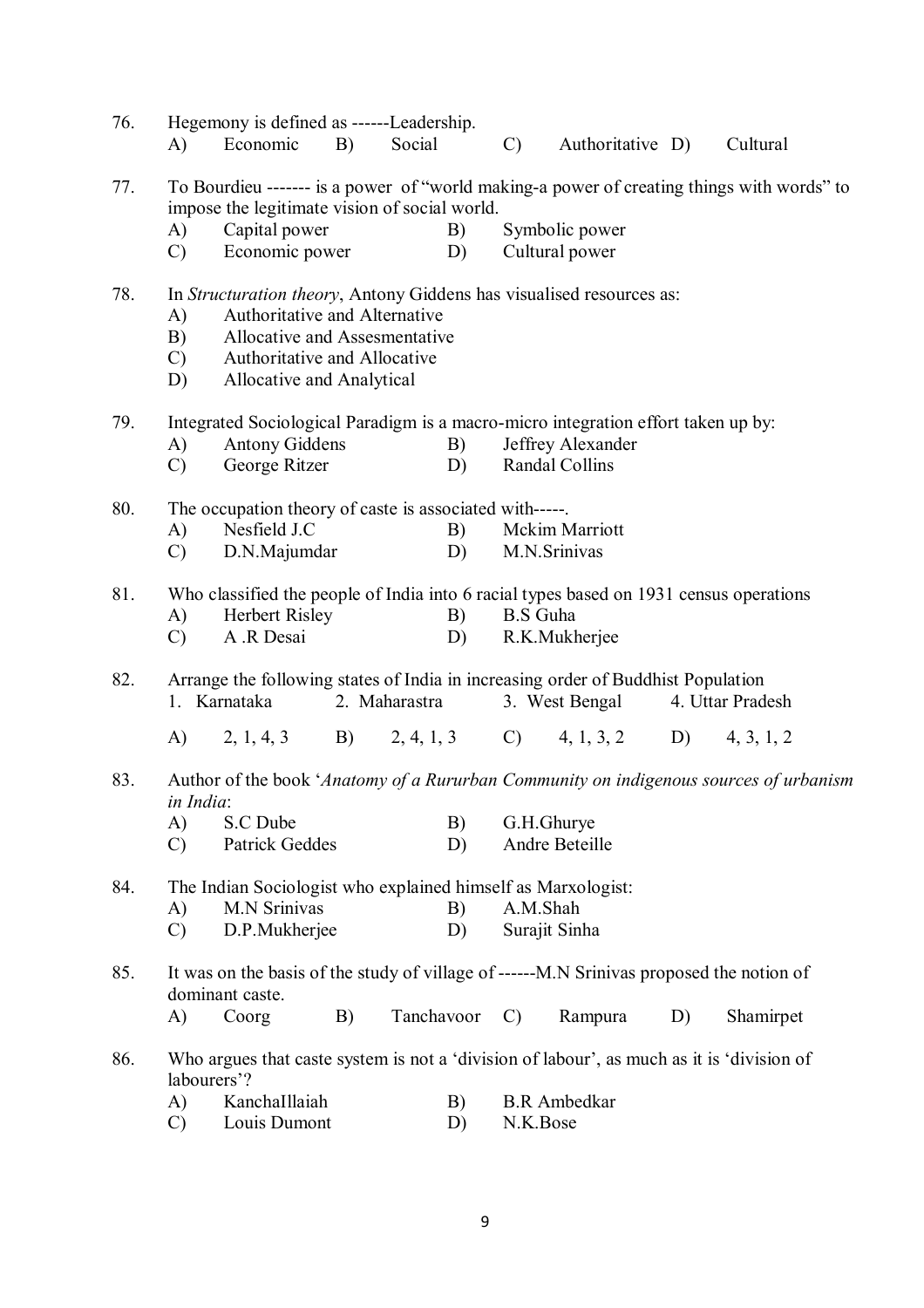76. Hegemony is defined as ------Leadership.

A) Economic B) Social C) Authoritative D) Cultural

77. To Bourdieu ------- is a power of "world making-a power of creating things with words" to impose the legitimate vision of social world.

A) Capital power
B) Symbolic power
C) Economic power
D) Cultural power

78. In *Structuration theory*, Antony Giddens has visualised resources as:

A) Authoritative and Alternative
B) Allocative and Assesmentative
C) Authoritative and Allocative
D) Allocative and Analytical

79. Integrated Sociological Paradigm is a macro-micro integration effort taken up by:

A) Antony Giddens
B) Jeffrey Alexander
C) George Ritzer
D) Randal Collins

80. The occupation theory of caste is associated with-----.

A) Nesfield J.C
B) Mckim Marriott
C) D.N.Majumdar
D) M.N.Srinivas

81. Who classified the people of India into 6 racial types based on 1931 census operations

A) Herbert Risley
B) B.S Guha
C) A .R Desai
D) R.K.Mukherjee

82. Arrange the following states of India in increasing order of Buddhist Population

1. Karnataka 2. Maharastra 3. West Bengal 4. Uttar Pradesh

A) 2, 1, 4, 3 B) 2, 4, 1, 3 C) 4, 1, 3, 2 D) 4, 3, 1, 2

83. Author of the book '*Anatomy of a Rururban Community on indigenous sources of urbanism in India*:

A) S.C Dube
B) G.H.Ghurye
C) Patrick Geddes
D) Andre Beteille

84. The Indian Sociologist who explained himself as Marxologist:

A) M.N Srinivas
B) A.M.Shah
C) D.P.Mukherjee
D) Surajit Sinha

85. It was on the basis of the study of village of ------M.N Srinivas proposed the notion of dominant caste.

A) Coorg B) Tanchavoor C) Rampura D) Shamirpet

86. Who argues that caste system is not a 'division of labour', as much as it is 'division of labourers'?

A) KanchaIllaiah
B) B.R Ambedkar
C) Louis Dumont
D) N.K.Bose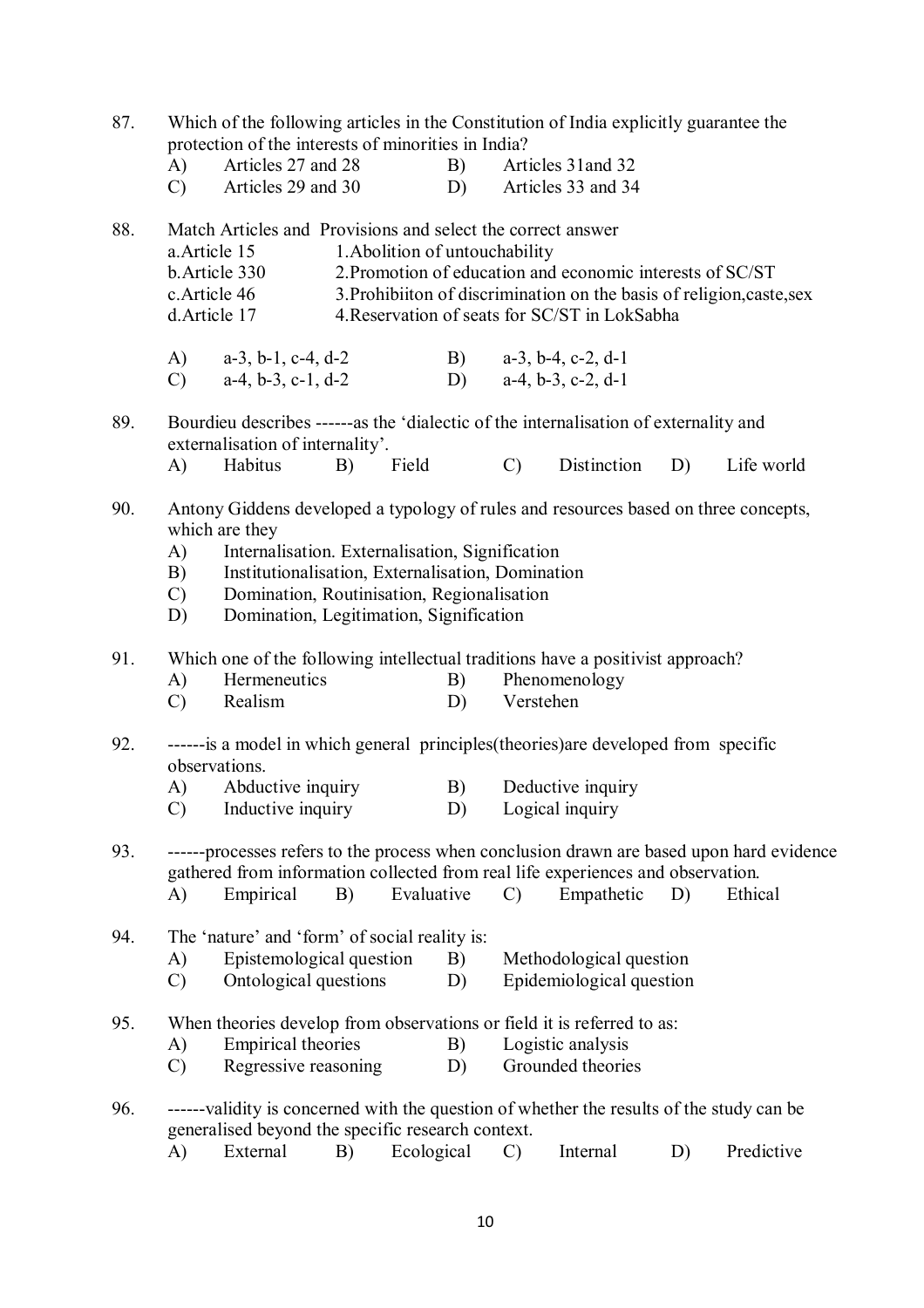87. Which of the following articles in the Constitution of India explicitly guarantee the protection of the interests of minorities in India?

A) Articles 27 and 28 B) Articles 31and 32
C) Articles 29 and 30 D) Articles 33 and 34

88. Match Articles and Provisions and select the correct answer

a.Article 15 1.Abolition of untouchability
b.Article 330 2.Promotion of education and economic interests of SC/ST
c.Article 46 3.Prohibiiton of discrimination on the basis of religion,caste,sex
d.Article 17 4.Reservation of seats for SC/ST in LokSabha

A) a-3, b-1, c-4, d-2 B) a-3, b-4, c-2, d-1
C) a-4, b-3, c-1, d-2 D) a-4, b-3, c-2, d-1

89. Bourdieu describes ------as the 'dialectic of the internalisation of externality and externalisation of internality'.

A) Habitus B) Field C) Distinction D) Life world

90. Antony Giddens developed a typology of rules and resources based on three concepts, which are they

A) Internalisation. Externalisation, Signification
B) Institutionalisation, Externalisation, Domination
C) Domination, Routinisation, Regionalisation
D) Domination, Legitimation, Signification

91. Which one of the following intellectual traditions have a positivist approach?

A) Hermeneutics B) Phenomenology
C) Realism D) Verstehen

92. ------is a model in which general principles(theories)are developed from specific observations.

A) Abductive inquiry B) Deductive inquiry
C) Inductive inquiry D) Logical inquiry

93. ------processes refers to the process when conclusion drawn are based upon hard evidence gathered from information collected from real life experiences and observation.

A) Empirical B) Evaluative C) Empathetic D) Ethical

94. The 'nature' and 'form' of social reality is:

A) Epistemological question B) Methodological question
C) Ontological questions D) Epidemiological question

95. When theories develop from observations or field it is referred to as:

A) Empirical theories B) Logistic analysis
C) Regressive reasoning D) Grounded theories

96. ------validity is concerned with the question of whether the results of the study can be generalised beyond the specific research context.

A) External B) Ecological C) Internal D) Predictive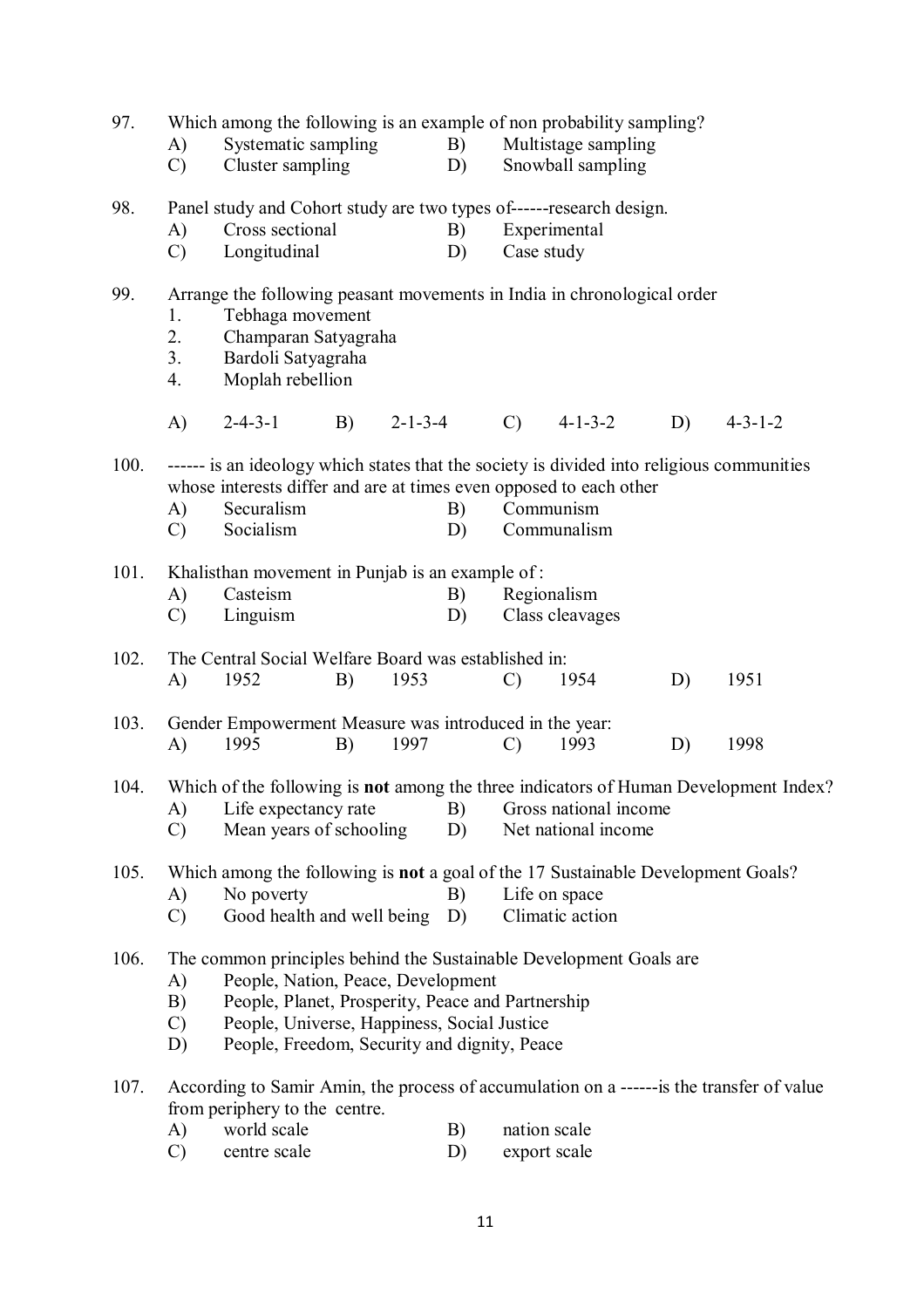97. Which among the following is an example of non probability sampling?
   A) Systematic sampling
   B) Multistage sampling
   C) Cluster sampling
   D) Snowball sampling

98. Panel study and Cohort study are two types of------research design.
   A) Cross sectional
   B) Experimental
   C) Longitudinal
   D) Case study

99. Arrange the following peasant movements in India in chronological order
   1. Tebhaga movement
   2. Champaran Satyagraha
   3. Bardoli Satyagraha
   4. Moplah rebellion

   A) 2-4-3-1
   B) 2-1-3-4
   C) 4-1-3-2
   D) 4-3-1-2

100. ------ is an ideology which states that the society is divided into religious communities whose interests differ and are at times even opposed to each other
   A) Securalism
   B) Communism
   C) Socialism
   D) Communalism

101. Khalisthan movement in Punjab is an example of :
   A) Casteism
   B) Regionalism
   C) Linguism
   D) Class cleavages

102. The Central Social Welfare Board was established in:
   A) 1952
   B) 1953
   C) 1954
   D) 1951

103. Gender Empowerment Measure was introduced in the year:
   A) 1995
   B) 1997
   C) 1993
   D) 1998

104. Which of the following is **not** among the three indicators of Human Development Index?
   A) Life expectancy rate
   B) Gross national income
   C) Mean years of schooling
   D) Net national income

105. Which among the following is **not** a goal of the 17 Sustainable Development Goals?
   A) No poverty
   B) Life on space
   C) Good health and well being
   D) Climatic action

106. The common principles behind the Sustainable Development Goals are
   A) People, Nation, Peace, Development
   B) People, Planet, Prosperity, Peace and Partnership
   C) People, Universe, Happiness, Social Justice
   D) People, Freedom, Security and dignity, Peace

107. According to Samir Amin, the process of accumulation on a ------is the transfer of value from periphery to the centre.
   A) world scale
   B) nation scale
   C) centre scale
   D) export scale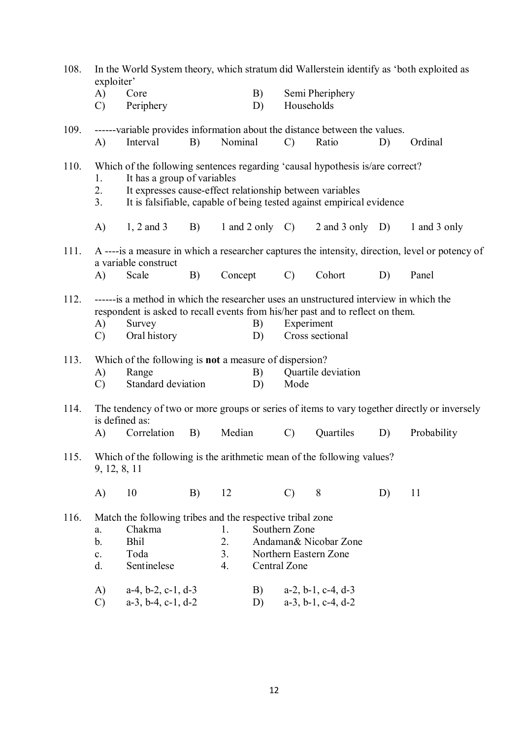108. In the World System theory, which stratum did Wallerstein identify as 'both exploited as exploiter'

A) Core B) Semi Pheriphery
C) Periphery D) Households

109. ------variable provides information about the distance between the values.

A) Interval B) Nominal C) Ratio D) Ordinal

110. Which of the following sentences regarding 'causal hypothesis is/are correct?

1. It has a group of variables
2. It expresses cause-effect relationship between variables
3. It is falsifiable, capable of being tested against empirical evidence

A) 1, 2 and 3 B) 1 and 2 only C) 2 and 3 only D) 1 and 3 only

111. A ----is a measure in which a researcher captures the intensity, direction, level or potency of a variable construct

A) Scale B) Concept C) Cohort D) Panel

112. ------is a method in which the researcher uses an unstructured interview in which the respondent is asked to recall events from his/her past and to reflect on them.

A) Survey B) Experiment
C) Oral history D) Cross sectional

113. Which of the following is **not** a measure of dispersion?

A) Range B) Quartile deviation
C) Standard deviation D) Mode

114. The tendency of two or more groups or series of items to vary together directly or inversely is defined as:

A) Correlation B) Median C) Quartiles D) Probability

115. Which of the following is the arithmetic mean of the following values?
9, 12, 8, 11

A) 10 B) 12 C) 8 D) 11

116. Match the following tribes and the respective tribal zone

| | | | |
|---|---|---|---|
| a. | Chakma | 1. | Southern Zone |
| b. | Bhil | 2. | Andaman& Nicobar Zone |
| c. | Toda | 3. | Northern Eastern Zone |
| d. | Sentinelese | 4. | Central Zone |

A) a-4, b-2, c-1, d-3 B) a-2, b-1, c-4, d-3
C) a-3, b-4, c-1, d-2 D) a-3, b-1, c-4, d-2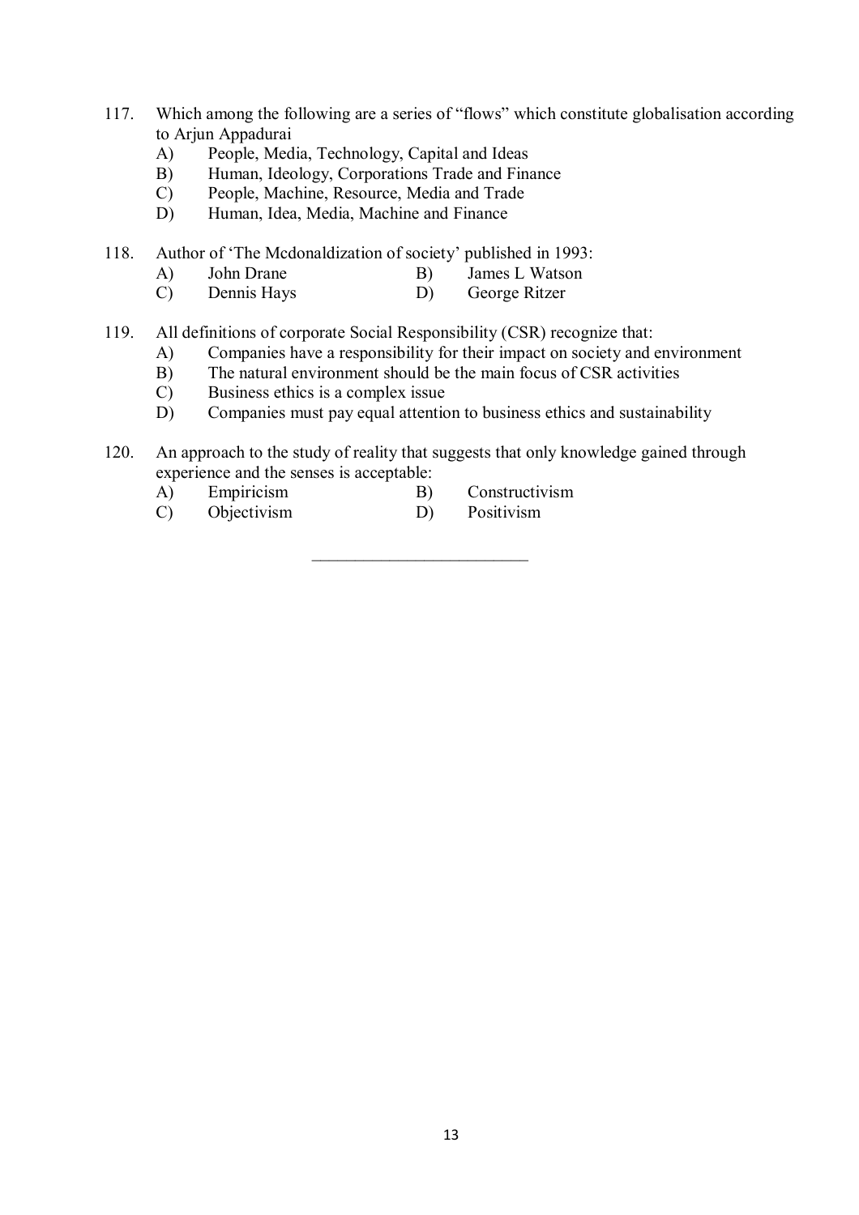117. Which among the following are a series of "flows" which constitute globalisation according to Arjun Appadurai
    A) People, Media, Technology, Capital and Ideas
    B) Human, Ideology, Corporations Trade and Finance
    C) People, Machine, Resource, Media and Trade
    D) Human, Idea, Media, Machine and Finance

118. Author of 'The Mcdonaldization of society' published in 1993:
    A) John Drane
    B) James L Watson
    C) Dennis Hays
    D) George Ritzer

119. All definitions of corporate Social Responsibility (CSR) recognize that:
    A) Companies have a responsibility for their impact on society and environment
    B) The natural environment should be the main focus of CSR activities
    C) Business ethics is a complex issue
    D) Companies must pay equal attention to business ethics and sustainability

120. An approach to the study of reality that suggests that only knowledge gained through experience and the senses is acceptable:
    A) Empiricism
    B) Constructivism
    C) Objectivism
    D) Positivism

___________________________